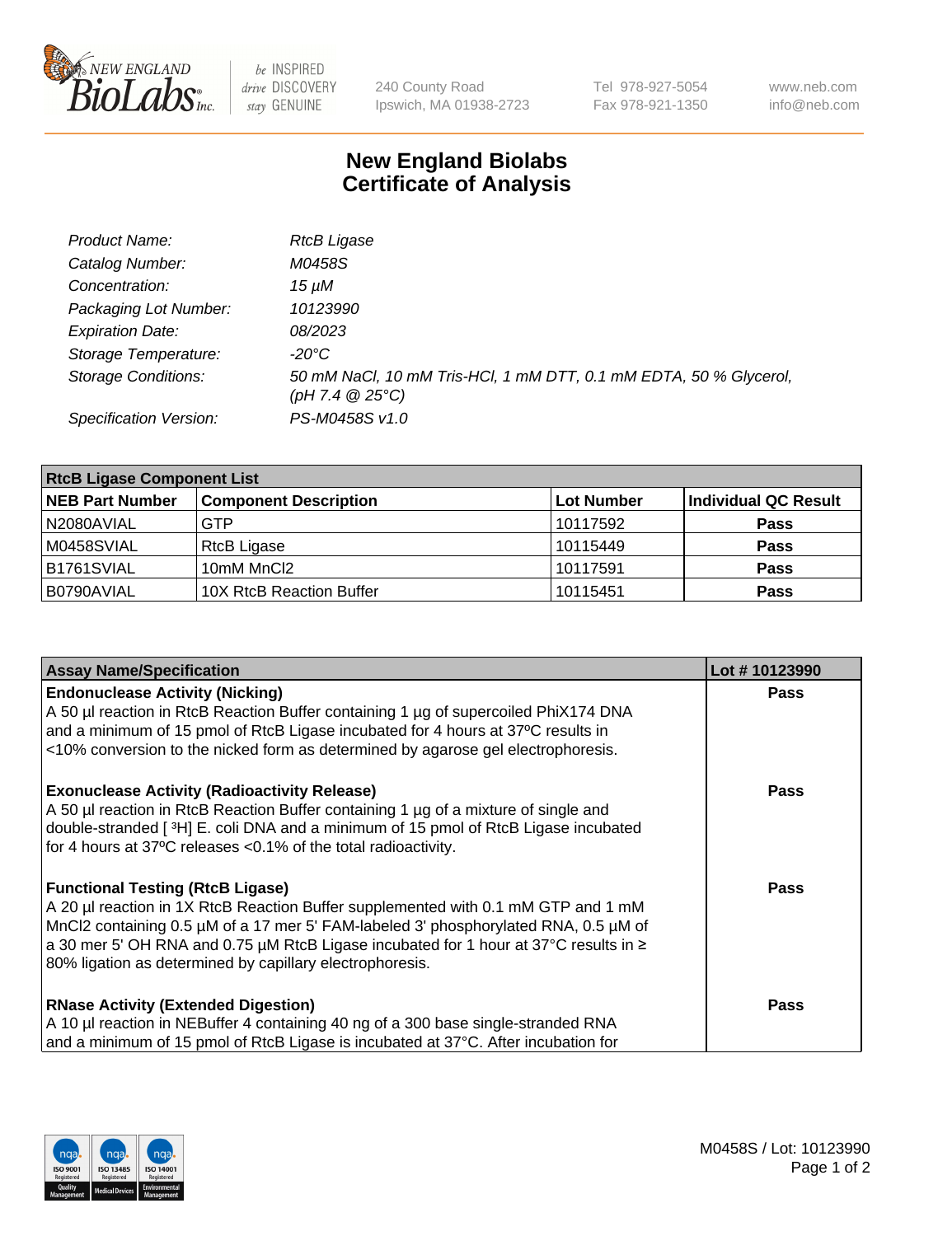# New England Biolabs
# Certificate of Analysis

| | |
|---|---|
| *Product Name:* | *RtcB Ligase* |
| *Catalog Number:* | *M0458S* |
| *Concentration:* | *15 µM* |
| *Packaging Lot Number:* | *10123990* |
| *Expiration Date:* | *08/2023* |
| *Storage Temperature:* | *-20°C* |
| *Storage Conditions:* | *50 mM NaCl, 10 mM Tris-HCl, 1 mM DTT, 0.1 mM EDTA, 50 % Glycerol, (pH 7.4 @ 25°C)* |
| *Specification Version:* | *PS-M0458S v1.0* |

| **RtcB Ligase Component List** | | | |
|---|---|---|---|
| **NEB Part Number** | **Component Description** | **Lot Number** | **Individual QC Result** |
| N2080AVIAL | GTP | 10117592 | **Pass** |
| M0458SVIAL | RtcB Ligase | 10115449 | **Pass** |
| B1761SVIAL | 10mM $MnCl_2$ | 10117591 | **Pass** |
| B0790AVIAL | 10X RtcB Reaction Buffer | 10115451 | **Pass** |

| **Assay Name/Specification** | **Lot # 10123990** |
|---|---|
| **Endonuclease Activity (Nicking)**<br>A 50 µl reaction in RtcB Reaction Buffer containing 1 µg of supercoiled PhiX174 DNA and a minimum of 15 pmol of RtcB Ligase incubated for 4 hours at 37ºC results in <10% conversion to the nicked form as determined by agarose gel electrophoresis. | **Pass** |
| **Exonuclease Activity (Radioactivity Release)**<br>A 50 µl reaction in RtcB Reaction Buffer containing 1 µg of a mixture of single and double-stranded [ $^3$H] E. coli DNA and a minimum of 15 pmol of RtcB Ligase incubated for 4 hours at 37ºC releases <0.1% of the total radioactivity. | **Pass** |
| **Functional Testing (RtcB Ligase)**<br>A 20 µl reaction in 1X RtcB Reaction Buffer supplemented with 0.1 mM GTP and 1 mM $MnCl_2$ containing 0.5 µM of a 17 mer 5' FAM-labeled 3' phosphorylated RNA, 0.5 µM of a 30 mer 5' OH RNA and 0.75 µM RtcB Ligase incubated for 1 hour at 37°C results in ≥ 80% ligation as determined by capillary electrophoresis. | **Pass** |
| **RNase Activity (Extended Digestion)**<br>A 10 µl reaction in NEBuffer 4 containing 40 ng of a 300 base single-stranded RNA and a minimum of 15 pmol of RtcB Ligase is incubated at 37°C. After incubation for | **Pass** |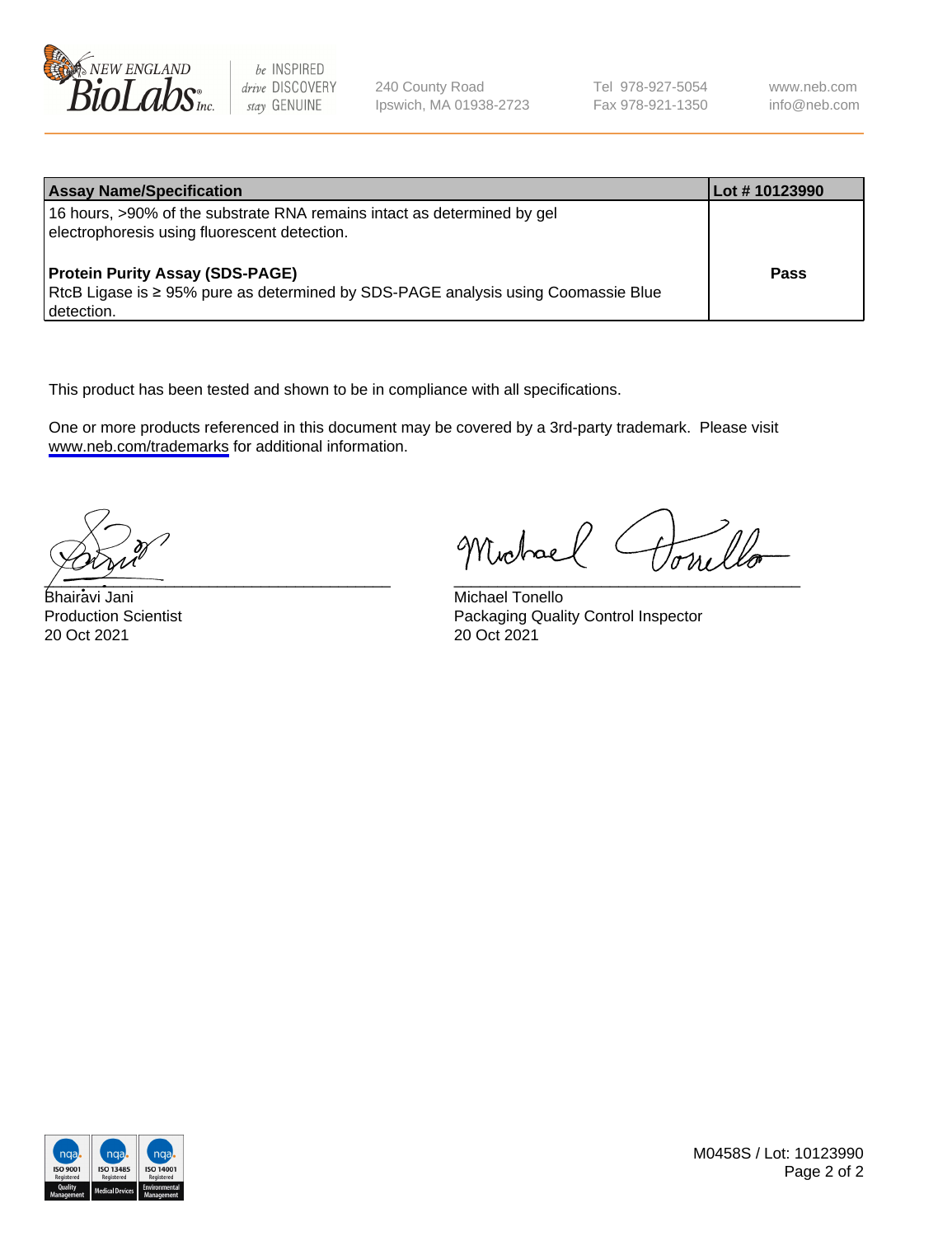| Assay Name/Specification | Lot # 10123990 |
|---|---|
| 16 hours, >90% of the substrate RNA remains intact as determined by gel electrophoresis using fluorescent detection. | |
| **Protein Purity Assay (SDS-PAGE)**<br>RtcB Ligase is ≥ 95% pure as determined by SDS-PAGE analysis using Coomassie Blue detection. | **Pass** |

This product has been tested and shown to be in compliance with all specifications.

One or more products referenced in this document may be covered by a 3rd-party trademark. Please visit www.neb.com/trademarks for additional information.

Bhairavi Jani
Production Scientist
20 Oct 2021

Michael Tonello
Packaging Quality Control Inspector
20 Oct 2021

M0458S / Lot: 10123990